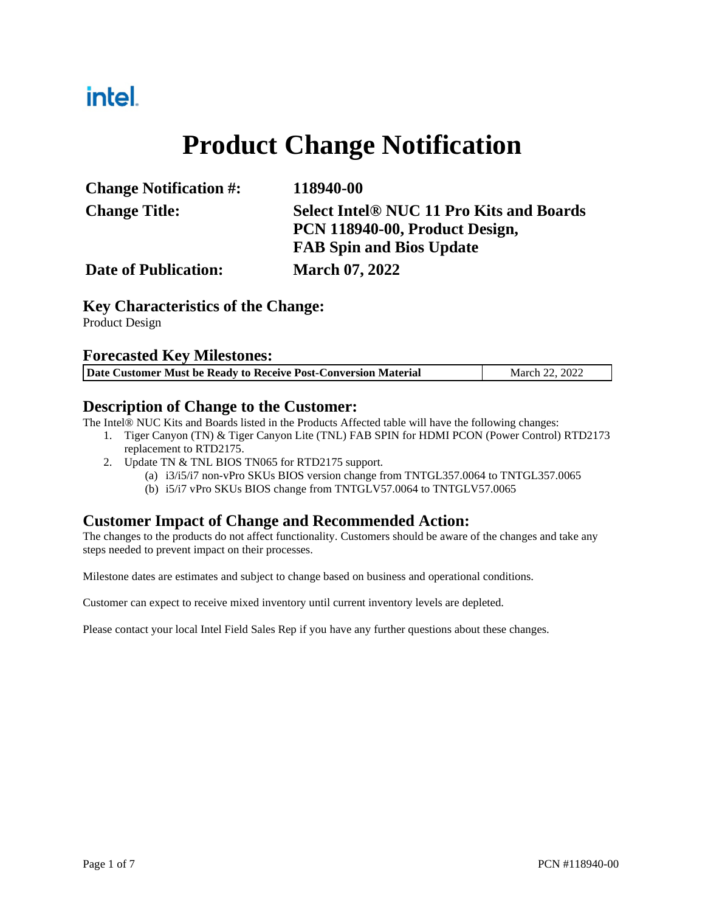intel.

# Product Change Notification

| | |
|---|---|
| **Change Notification #:** | **118940-00** |
| **Change Title:** | **Select Intel® NUC 11 Pro Kits and Boards PCN 118940-00, Product Design, FAB Spin and Bios Update** |
| **Date of Publication:** | **March 07, 2022** |

## Key Characteristics of the Change:

Product Design

## Forecasted Key Milestones:

| | |
|---|---|
| **Date Customer Must be Ready to Receive Post-Conversion Material** | March 22, 2022 |

## Description of Change to the Customer:

The Intel® NUC Kits and Boards listed in the Products Affected table will have the following changes:

1. Tiger Canyon (TN) & Tiger Canyon Lite (TNL) FAB SPIN for HDMI PCON (Power Control) RTD2173 replacement to RTD2175.
2. Update TN & TNL BIOS TN065 for RTD2175 support.
   (a) i3/i5/i7 non-vPro SKUs BIOS version change from TNTGL357.0064 to TNTGL357.0065
   (b) i5/i7 vPro SKUs BIOS change from TNTGLV57.0064 to TNTGLV57.0065

## Customer Impact of Change and Recommended Action:

The changes to the products do not affect functionality. Customers should be aware of the changes and take any steps needed to prevent impact on their processes.

Milestone dates are estimates and subject to change based on business and operational conditions.

Customer can expect to receive mixed inventory until current inventory levels are depleted.

Please contact your local Intel Field Sales Rep if you have any further questions about these changes.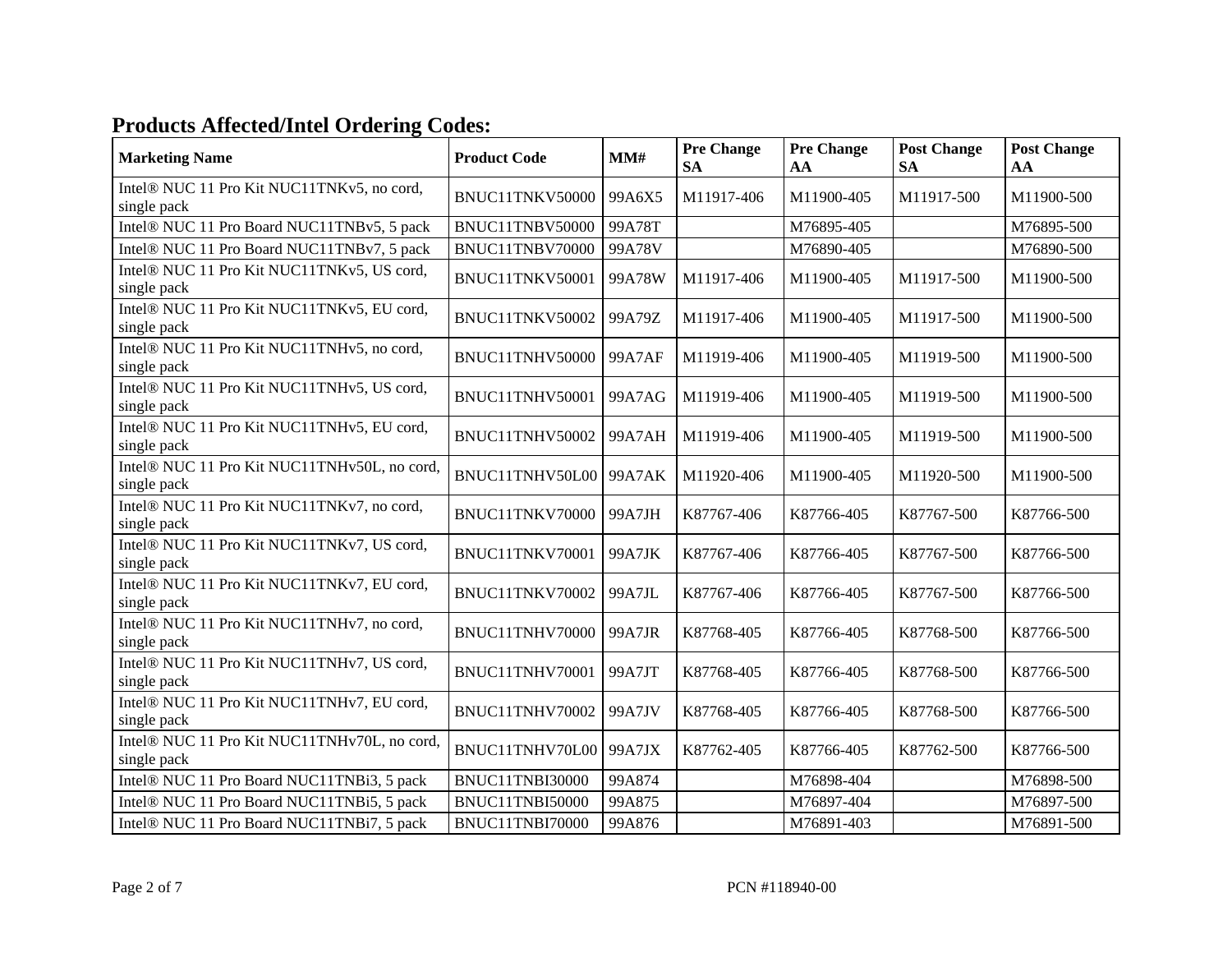## Products Affected/Intel Ordering Codes:

| Marketing Name | Product Code | MM# | Pre Change SA | Pre Change AA | Post Change SA | Post Change AA |
|---|---|---|---|---|---|---|
| Intel® NUC 11 Pro Kit NUC11TNKv5, no cord, single pack | BNUC11TNKV50000 | 99A6X5 | M11917-406 | M11900-405 | M11917-500 | M11900-500 |
| Intel® NUC 11 Pro Board NUC11TNBv5, 5 pack | BNUC11TNBV50000 | 99A78T | | M76895-405 | | M76895-500 |
| Intel® NUC 11 Pro Board NUC11TNBv7, 5 pack | BNUC11TNBV70000 | 99A78V | | M76890-405 | | M76890-500 |
| Intel® NUC 11 Pro Kit NUC11TNKv5, US cord, single pack | BNUC11TNKV50001 | 99A78W | M11917-406 | M11900-405 | M11917-500 | M11900-500 |
| Intel® NUC 11 Pro Kit NUC11TNKv5, EU cord, single pack | BNUC11TNKV50002 | 99A79Z | M11917-406 | M11900-405 | M11917-500 | M11900-500 |
| Intel® NUC 11 Pro Kit NUC11TNHv5, no cord, single pack | BNUC11TNHV50000 | 99A7AF | M11919-406 | M11900-405 | M11919-500 | M11900-500 |
| Intel® NUC 11 Pro Kit NUC11TNHv5, US cord, single pack | BNUC11TNHV50001 | 99A7AG | M11919-406 | M11900-405 | M11919-500 | M11900-500 |
| Intel® NUC 11 Pro Kit NUC11TNHv5, EU cord, single pack | BNUC11TNHV50002 | 99A7AH | M11919-406 | M11900-405 | M11919-500 | M11900-500 |
| Intel® NUC 11 Pro Kit NUC11TNHv50L, no cord, single pack | BNUC11TNHV50L00 | 99A7AK | M11920-406 | M11900-405 | M11920-500 | M11900-500 |
| Intel® NUC 11 Pro Kit NUC11TNKv7, no cord, single pack | BNUC11TNKV70000 | 99A7JH | K87767-406 | K87766-405 | K87767-500 | K87766-500 |
| Intel® NUC 11 Pro Kit NUC11TNKv7, US cord, single pack | BNUC11TNKV70001 | 99A7JK | K87767-406 | K87766-405 | K87767-500 | K87766-500 |
| Intel® NUC 11 Pro Kit NUC11TNKv7, EU cord, single pack | BNUC11TNKV70002 | 99A7JL | K87767-406 | K87766-405 | K87767-500 | K87766-500 |
| Intel® NUC 11 Pro Kit NUC11TNHv7, no cord, single pack | BNUC11TNHV70000 | 99A7JR | K87768-405 | K87766-405 | K87768-500 | K87766-500 |
| Intel® NUC 11 Pro Kit NUC11TNHv7, US cord, single pack | BNUC11TNHV70001 | 99A7JT | K87768-405 | K87766-405 | K87768-500 | K87766-500 |
| Intel® NUC 11 Pro Kit NUC11TNHv7, EU cord, single pack | BNUC11TNHV70002 | 99A7JV | K87768-405 | K87766-405 | K87768-500 | K87766-500 |
| Intel® NUC 11 Pro Kit NUC11TNHv70L, no cord, single pack | BNUC11TNHV70L00 | 99A7JX | K87762-405 | K87766-405 | K87762-500 | K87766-500 |
| Intel® NUC 11 Pro Board NUC11TNBi3, 5 pack | BNUC11TNBI30000 | 99A874 | | M76898-404 | | M76898-500 |
| Intel® NUC 11 Pro Board NUC11TNBi5, 5 pack | BNUC11TNBI50000 | 99A875 | | M76897-404 | | M76897-500 |
| Intel® NUC 11 Pro Board NUC11TNBi7, 5 pack | BNUC11TNBI70000 | 99A876 | | M76891-403 | | M76891-500 |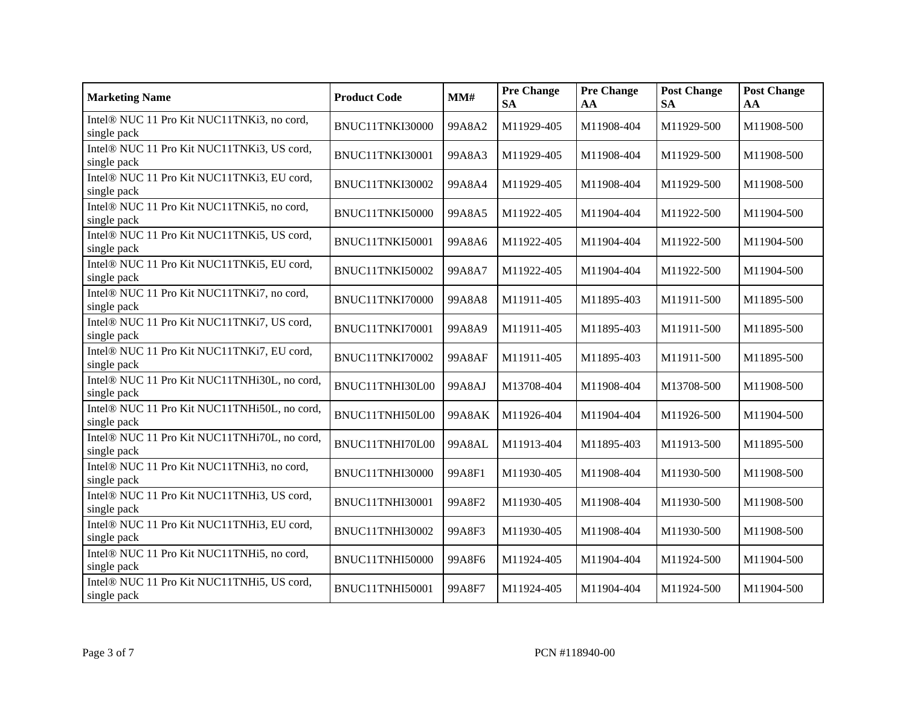| Marketing Name | Product Code | MM# | Pre Change SA | Pre Change AA | Post Change SA | Post Change AA |
|---|---|---|---|---|---|---|
| Intel® NUC 11 Pro Kit NUC11TNKi3, no cord, single pack | BNUC11TNKI30000 | 99A8A2 | M11929-405 | M11908-404 | M11929-500 | M11908-500 |
| Intel® NUC 11 Pro Kit NUC11TNKi3, US cord, single pack | BNUC11TNKI30001 | 99A8A3 | M11929-405 | M11908-404 | M11929-500 | M11908-500 |
| Intel® NUC 11 Pro Kit NUC11TNKi3, EU cord, single pack | BNUC11TNKI30002 | 99A8A4 | M11929-405 | M11908-404 | M11929-500 | M11908-500 |
| Intel® NUC 11 Pro Kit NUC11TNKi5, no cord, single pack | BNUC11TNKI50000 | 99A8A5 | M11922-405 | M11904-404 | M11922-500 | M11904-500 |
| Intel® NUC 11 Pro Kit NUC11TNKi5, US cord, single pack | BNUC11TNKI50001 | 99A8A6 | M11922-405 | M11904-404 | M11922-500 | M11904-500 |
| Intel® NUC 11 Pro Kit NUC11TNKi5, EU cord, single pack | BNUC11TNKI50002 | 99A8A7 | M11922-405 | M11904-404 | M11922-500 | M11904-500 |
| Intel® NUC 11 Pro Kit NUC11TNKi7, no cord, single pack | BNUC11TNKI70000 | 99A8A8 | M11911-405 | M11895-403 | M11911-500 | M11895-500 |
| Intel® NUC 11 Pro Kit NUC11TNKi7, US cord, single pack | BNUC11TNKI70001 | 99A8A9 | M11911-405 | M11895-403 | M11911-500 | M11895-500 |
| Intel® NUC 11 Pro Kit NUC11TNKi7, EU cord, single pack | BNUC11TNKI70002 | 99A8AF | M11911-405 | M11895-403 | M11911-500 | M11895-500 |
| Intel® NUC 11 Pro Kit NUC11TNHi30L, no cord, single pack | BNUC11TNHI30L00 | 99A8AJ | M13708-404 | M11908-404 | M13708-500 | M11908-500 |
| Intel® NUC 11 Pro Kit NUC11TNHi50L, no cord, single pack | BNUC11TNHI50L00 | 99A8AK | M11926-404 | M11904-404 | M11926-500 | M11904-500 |
| Intel® NUC 11 Pro Kit NUC11TNHi70L, no cord, single pack | BNUC11TNHI70L00 | 99A8AL | M11913-404 | M11895-403 | M11913-500 | M11895-500 |
| Intel® NUC 11 Pro Kit NUC11TNHi3, no cord, single pack | BNUC11TNHI30000 | 99A8F1 | M11930-405 | M11908-404 | M11930-500 | M11908-500 |
| Intel® NUC 11 Pro Kit NUC11TNHi3, US cord, single pack | BNUC11TNHI30001 | 99A8F2 | M11930-405 | M11908-404 | M11930-500 | M11908-500 |
| Intel® NUC 11 Pro Kit NUC11TNHi3, EU cord, single pack | BNUC11TNHI30002 | 99A8F3 | M11930-405 | M11908-404 | M11930-500 | M11908-500 |
| Intel® NUC 11 Pro Kit NUC11TNHi5, no cord, single pack | BNUC11TNHI50000 | 99A8F6 | M11924-405 | M11904-404 | M11924-500 | M11904-500 |
| Intel® NUC 11 Pro Kit NUC11TNHi5, US cord, single pack | BNUC11TNHI50001 | 99A8F7 | M11924-405 | M11904-404 | M11924-500 | M11904-500 |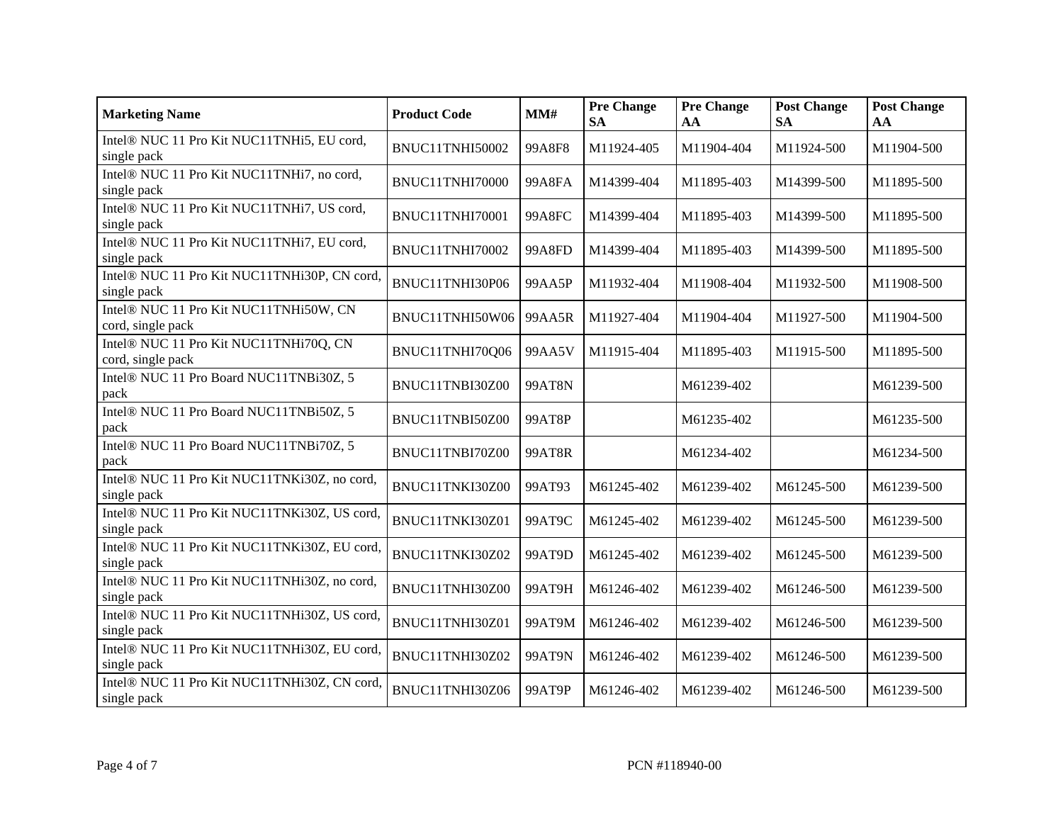| Marketing Name | Product Code | MM# | Pre Change SA | Pre Change AA | Post Change SA | Post Change AA |
| --- | --- | --- | --- | --- | --- | --- |
| Intel® NUC 11 Pro Kit NUC11TNHi5, EU cord, single pack | BNUC11TNHI50002 | 99A8F8 | M11924-405 | M11904-404 | M11924-500 | M11904-500 |
| Intel® NUC 11 Pro Kit NUC11TNHi7, no cord, single pack | BNUC11TNHI70000 | 99A8FA | M14399-404 | M11895-403 | M14399-500 | M11895-500 |
| Intel® NUC 11 Pro Kit NUC11TNHi7, US cord, single pack | BNUC11TNHI70001 | 99A8FC | M14399-404 | M11895-403 | M14399-500 | M11895-500 |
| Intel® NUC 11 Pro Kit NUC11TNHi7, EU cord, single pack | BNUC11TNHI70002 | 99A8FD | M14399-404 | M11895-403 | M14399-500 | M11895-500 |
| Intel® NUC 11 Pro Kit NUC11TNHi30P, CN cord, single pack | BNUC11TNHI30P06 | 99AA5P | M11932-404 | M11908-404 | M11932-500 | M11908-500 |
| Intel® NUC 11 Pro Kit NUC11TNHi50W, CN cord, single pack | BNUC11TNHI50W06 | 99AA5R | M11927-404 | M11904-404 | M11927-500 | M11904-500 |
| Intel® NUC 11 Pro Kit NUC11TNHi70Q, CN cord, single pack | BNUC11TNHI70Q06 | 99AA5V | M11915-404 | M11895-403 | M11915-500 | M11895-500 |
| Intel® NUC 11 Pro Board NUC11TNBi30Z, 5 pack | BNUC11TNBI30Z00 | 99AT8N | | M61239-402 | | M61239-500 |
| Intel® NUC 11 Pro Board NUC11TNBi50Z, 5 pack | BNUC11TNBI50Z00 | 99AT8P | | M61235-402 | | M61235-500 |
| Intel® NUC 11 Pro Board NUC11TNBi70Z, 5 pack | BNUC11TNBI70Z00 | 99AT8R | | M61234-402 | | M61234-500 |
| Intel® NUC 11 Pro Kit NUC11TNKi30Z, no cord, single pack | BNUC11TNKI30Z00 | 99AT93 | M61245-402 | M61239-402 | M61245-500 | M61239-500 |
| Intel® NUC 11 Pro Kit NUC11TNKi30Z, US cord, single pack | BNUC11TNKI30Z01 | 99AT9C | M61245-402 | M61239-402 | M61245-500 | M61239-500 |
| Intel® NUC 11 Pro Kit NUC11TNKi30Z, EU cord, single pack | BNUC11TNKI30Z02 | 99AT9D | M61245-402 | M61239-402 | M61245-500 | M61239-500 |
| Intel® NUC 11 Pro Kit NUC11TNHi30Z, no cord, single pack | BNUC11TNHI30Z00 | 99AT9H | M61246-402 | M61239-402 | M61246-500 | M61239-500 |
| Intel® NUC 11 Pro Kit NUC11TNHi30Z, US cord, single pack | BNUC11TNHI30Z01 | 99AT9M | M61246-402 | M61239-402 | M61246-500 | M61239-500 |
| Intel® NUC 11 Pro Kit NUC11TNHi30Z, EU cord, single pack | BNUC11TNHI30Z02 | 99AT9N | M61246-402 | M61239-402 | M61246-500 | M61239-500 |
| Intel® NUC 11 Pro Kit NUC11TNHi30Z, CN cord, single pack | BNUC11TNHI30Z06 | 99AT9P | M61246-402 | M61239-402 | M61246-500 | M61239-500 |

PCN #118940-00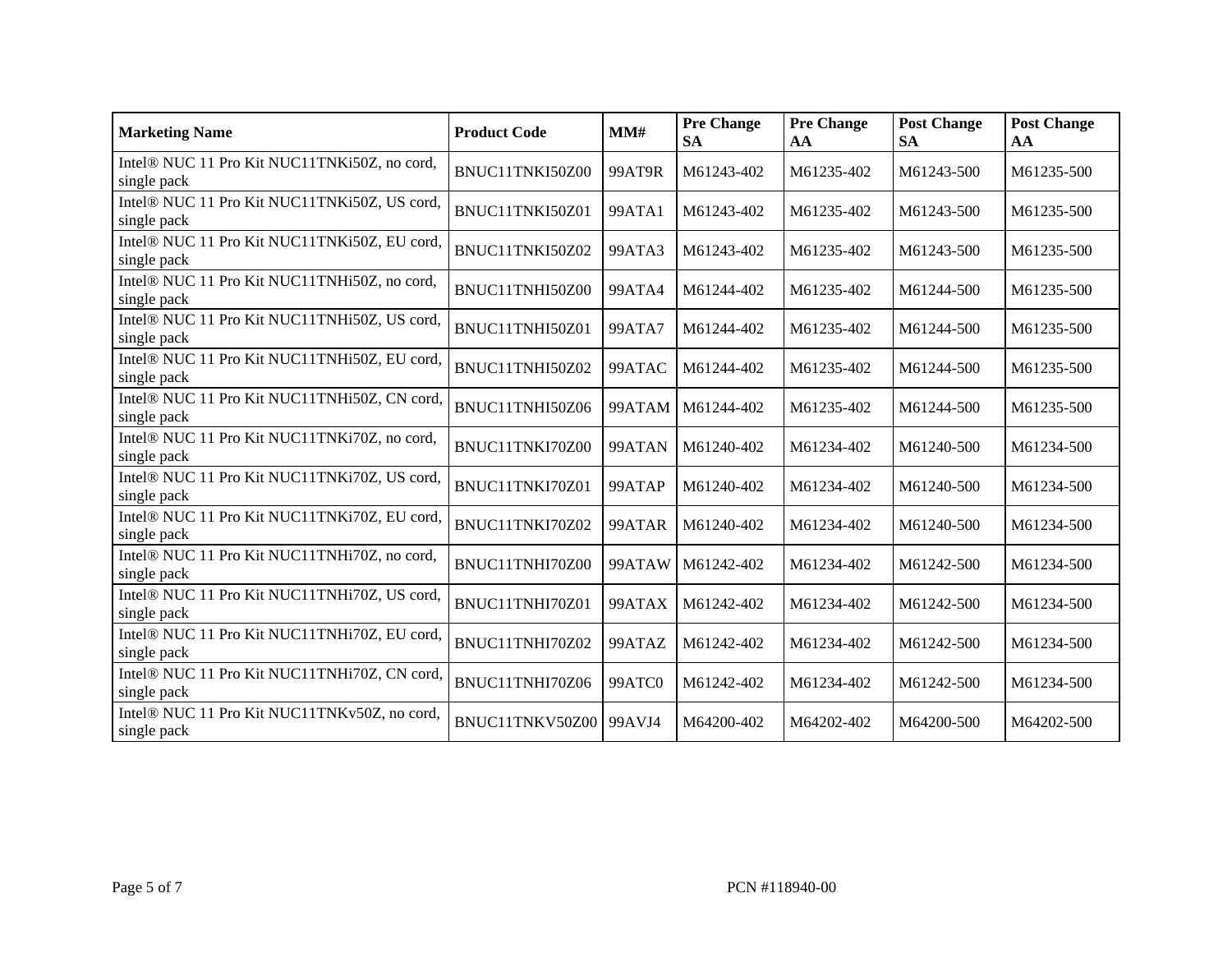| Marketing Name | Product Code | MM# | Pre Change SA | Pre Change AA | Post Change SA | Post Change AA |
| --- | --- | --- | --- | --- | --- | --- |
| Intel® NUC 11 Pro Kit NUC11TNKi50Z, no cord, single pack | BNUC11TNKI50Z00 | 99AT9R | M61243-402 | M61235-402 | M61243-500 | M61235-500 |
| Intel® NUC 11 Pro Kit NUC11TNKi50Z, US cord, single pack | BNUC11TNKI50Z01 | 99ATA1 | M61243-402 | M61235-402 | M61243-500 | M61235-500 |
| Intel® NUC 11 Pro Kit NUC11TNKi50Z, EU cord, single pack | BNUC11TNKI50Z02 | 99ATA3 | M61243-402 | M61235-402 | M61243-500 | M61235-500 |
| Intel® NUC 11 Pro Kit NUC11TNHi50Z, no cord, single pack | BNUC11TNHI50Z00 | 99ATA4 | M61244-402 | M61235-402 | M61244-500 | M61235-500 |
| Intel® NUC 11 Pro Kit NUC11TNHi50Z, US cord, single pack | BNUC11TNHI50Z01 | 99ATA7 | M61244-402 | M61235-402 | M61244-500 | M61235-500 |
| Intel® NUC 11 Pro Kit NUC11TNHi50Z, EU cord, single pack | BNUC11TNHI50Z02 | 99ATAC | M61244-402 | M61235-402 | M61244-500 | M61235-500 |
| Intel® NUC 11 Pro Kit NUC11TNHi50Z, CN cord, single pack | BNUC11TNHI50Z06 | 99ATAM | M61244-402 | M61235-402 | M61244-500 | M61235-500 |
| Intel® NUC 11 Pro Kit NUC11TNKi70Z, no cord, single pack | BNUC11TNKI70Z00 | 99ATAN | M61240-402 | M61234-402 | M61240-500 | M61234-500 |
| Intel® NUC 11 Pro Kit NUC11TNKi70Z, US cord, single pack | BNUC11TNKI70Z01 | 99ATAP | M61240-402 | M61234-402 | M61240-500 | M61234-500 |
| Intel® NUC 11 Pro Kit NUC11TNKi70Z, EU cord, single pack | BNUC11TNKI70Z02 | 99ATAR | M61240-402 | M61234-402 | M61240-500 | M61234-500 |
| Intel® NUC 11 Pro Kit NUC11TNHi70Z, no cord, single pack | BNUC11TNHI70Z00 | 99ATAW | M61242-402 | M61234-402 | M61242-500 | M61234-500 |
| Intel® NUC 11 Pro Kit NUC11TNHi70Z, US cord, single pack | BNUC11TNHI70Z01 | 99ATAX | M61242-402 | M61234-402 | M61242-500 | M61234-500 |
| Intel® NUC 11 Pro Kit NUC11TNHi70Z, EU cord, single pack | BNUC11TNHI70Z02 | 99ATAZ | M61242-402 | M61234-402 | M61242-500 | M61234-500 |
| Intel® NUC 11 Pro Kit NUC11TNHi70Z, CN cord, single pack | BNUC11TNHI70Z06 | 99ATC0 | M61242-402 | M61234-402 | M61242-500 | M61234-500 |
| Intel® NUC 11 Pro Kit NUC11TNKv50Z, no cord, single pack | BNUC11TNKV50Z00 | 99AVJ4 | M64200-402 | M64202-402 | M64200-500 | M64202-500 |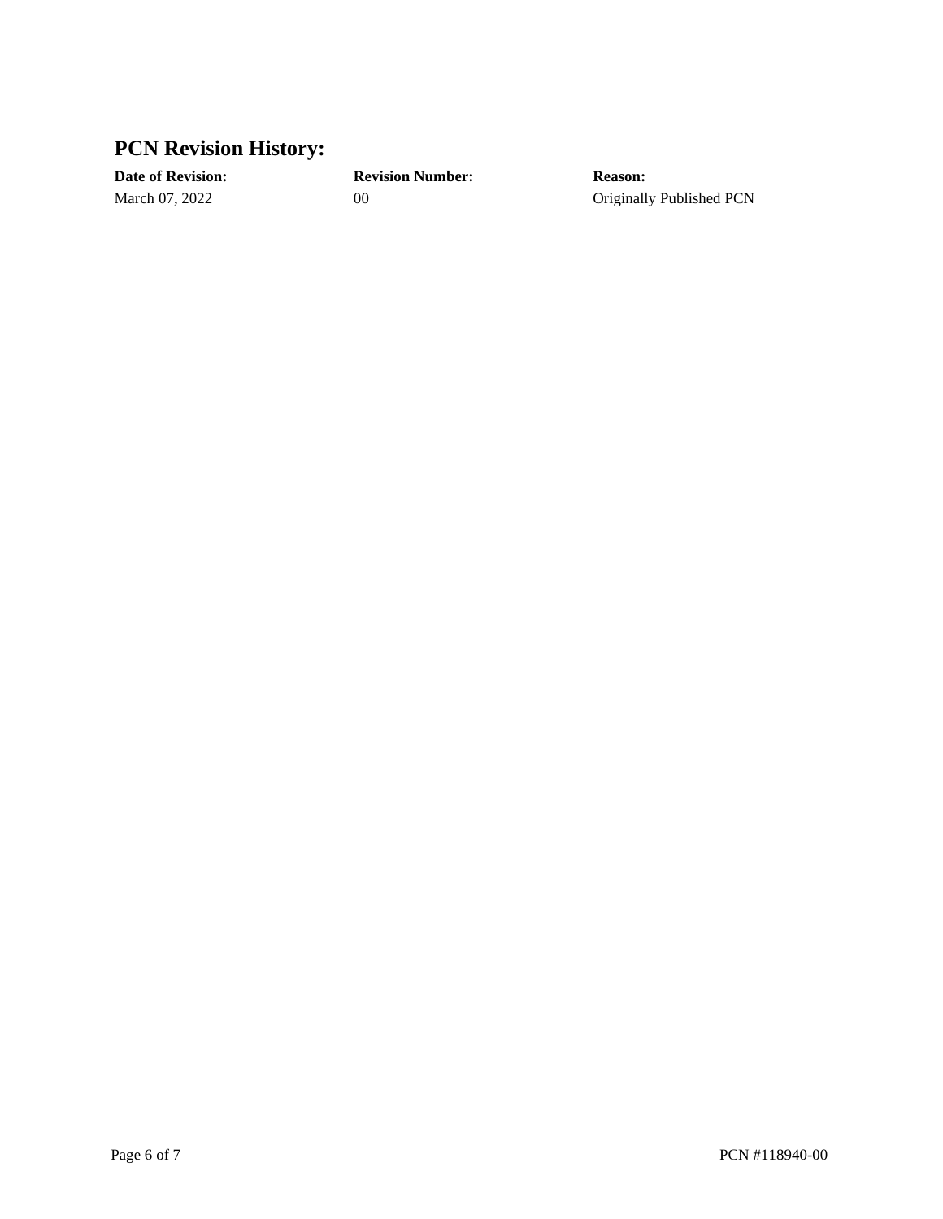## PCN Revision History:

| Date of Revision: | Revision Number: | Reason: |
| --- | --- | --- |
| March 07, 2022 | 00 | Originally Published PCN |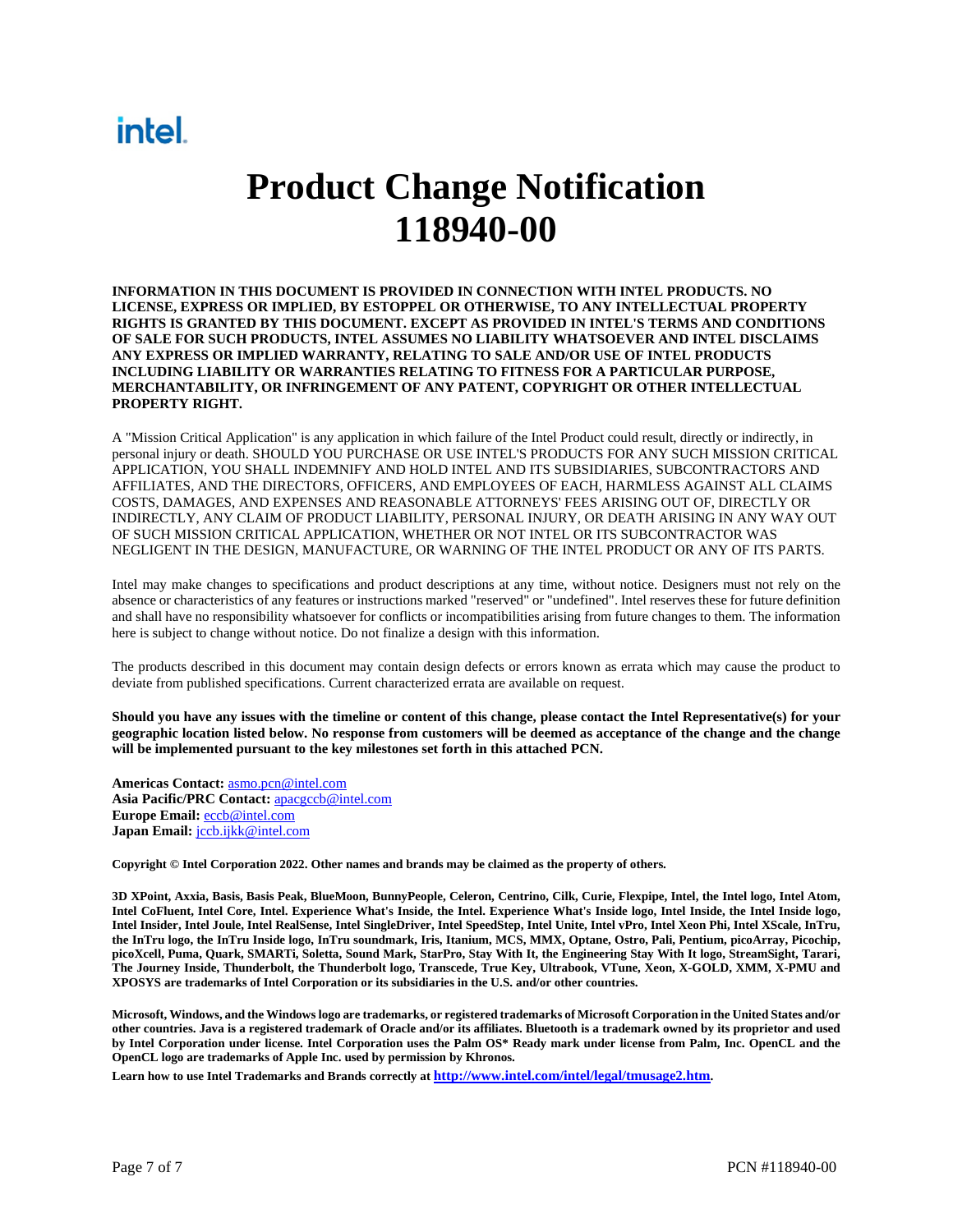intel.

# Product Change Notification 118940-00

**INFORMATION IN THIS DOCUMENT IS PROVIDED IN CONNECTION WITH INTEL PRODUCTS. NO LICENSE, EXPRESS OR IMPLIED, BY ESTOPPEL OR OTHERWISE, TO ANY INTELLECTUAL PROPERTY RIGHTS IS GRANTED BY THIS DOCUMENT. EXCEPT AS PROVIDED IN INTEL'S TERMS AND CONDITIONS OF SALE FOR SUCH PRODUCTS, INTEL ASSUMES NO LIABILITY WHATSOEVER AND INTEL DISCLAIMS ANY EXPRESS OR IMPLIED WARRANTY, RELATING TO SALE AND/OR USE OF INTEL PRODUCTS INCLUDING LIABILITY OR WARRANTIES RELATING TO FITNESS FOR A PARTICULAR PURPOSE, MERCHANTABILITY, OR INFRINGEMENT OF ANY PATENT, COPYRIGHT OR OTHER INTELLECTUAL PROPERTY RIGHT.**

A "Mission Critical Application" is any application in which failure of the Intel Product could result, directly or indirectly, in personal injury or death. SHOULD YOU PURCHASE OR USE INTEL'S PRODUCTS FOR ANY SUCH MISSION CRITICAL APPLICATION, YOU SHALL INDEMNIFY AND HOLD INTEL AND ITS SUBSIDIARIES, SUBCONTRACTORS AND AFFILIATES, AND THE DIRECTORS, OFFICERS, AND EMPLOYEES OF EACH, HARMLESS AGAINST ALL CLAIMS COSTS, DAMAGES, AND EXPENSES AND REASONABLE ATTORNEYS' FEES ARISING OUT OF, DIRECTLY OR INDIRECTLY, ANY CLAIM OF PRODUCT LIABILITY, PERSONAL INJURY, OR DEATH ARISING IN ANY WAY OUT OF SUCH MISSION CRITICAL APPLICATION, WHETHER OR NOT INTEL OR ITS SUBCONTRACTOR WAS NEGLIGENT IN THE DESIGN, MANUFACTURE, OR WARNING OF THE INTEL PRODUCT OR ANY OF ITS PARTS.

Intel may make changes to specifications and product descriptions at any time, without notice. Designers must not rely on the absence or characteristics of any features or instructions marked "reserved" or "undefined". Intel reserves these for future definition and shall have no responsibility whatsoever for conflicts or incompatibilities arising from future changes to them. The information here is subject to change without notice. Do not finalize a design with this information.

The products described in this document may contain design defects or errors known as errata which may cause the product to deviate from published specifications. Current characterized errata are available on request.

**Should you have any issues with the timeline or content of this change, please contact the Intel Representative(s) for your geographic location listed below. No response from customers will be deemed as acceptance of the change and the change will be implemented pursuant to the key milestones set forth in this attached PCN.**

**Americas Contact:** asmo.pcn@intel.com
**Asia Pacific/PRC Contact:** apacgccb@intel.com
**Europe Email:** eccb@intel.com
**Japan Email:** jccb.ijkk@intel.com

**Copyright © Intel Corporation 2022. Other names and brands may be claimed as the property of others.**

**3D XPoint, Axxia, Basis, Basis Peak, BlueMoon, BunnyPeople, Celeron, Centrino, Cilk, Curie, Flexpipe, Intel, the Intel logo, Intel Atom, Intel CoFluent, Intel Core, Intel. Experience What's Inside, the Intel. Experience What's Inside logo, Intel Inside, the Intel Inside logo, Intel Insider, Intel Joule, Intel RealSense, Intel SingleDriver, Intel SpeedStep, Intel Unite, Intel vPro, Intel Xeon Phi, Intel XScale, InTru, the InTru logo, the InTru Inside logo, InTru soundmark, Iris, Itanium, MCS, MMX, Optane, Ostro, Pali, Pentium, picoArray, Picochip, picoXcell, Puma, Quark, SMARTi, Soletta, Sound Mark, StarPro, Stay With It, the Engineering Stay With It logo, StreamSight, Tarari, The Journey Inside, Thunderbolt, the Thunderbolt logo, Transcede, True Key, Ultrabook, VTune, Xeon, X-GOLD, XMM, X-PMU and XPOSYS are trademarks of Intel Corporation or its subsidiaries in the U.S. and/or other countries.**

**Microsoft, Windows, and the Windows logo are trademarks, or registered trademarks of Microsoft Corporation in the United States and/or other countries. Java is a registered trademark of Oracle and/or its affiliates. Bluetooth is a trademark owned by its proprietor and used by Intel Corporation under license. Intel Corporation uses the Palm OS* Ready mark under license from Palm, Inc. OpenCL and the OpenCL logo are trademarks of Apple Inc. used by permission by Khronos.**

**Learn how to use Intel Trademarks and Brands correctly at http://www.intel.com/intel/legal/tmusage2.htm.**